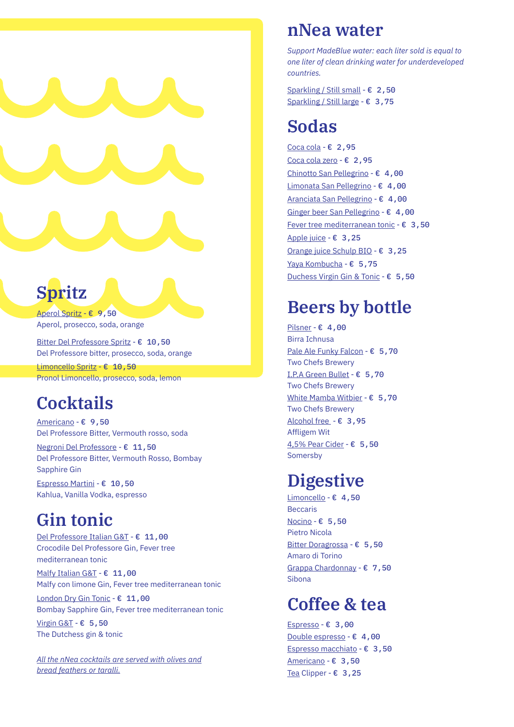## Spritz

Aperol Spritz - € 9,50
Aperol, prosecco, soda, orange

Bitter Del Professore Spritz - € 10,50
Del Professore bitter, prosecco, soda, orange

Limoncello Spritz - € 10,50
Pronol Limoncello, prosecco, soda, lemon

## Cocktails

Americano - € 9,50
Del Professore Bitter, Vermouth rosso, soda

Negroni Del Professore - € 11,50
Del Professore Bitter, Vermouth Rosso, Bombay Sapphire Gin

Espresso Martini - € 10,50
Kahlua, Vanilla Vodka, espresso

## Gin tonic

Del Professore Italian G&T - € 11,00
Crocodile Del Professore Gin, Fever tree mediterranean tonic

Malfy Italian G&T - € 11,00
Malfy con limone Gin, Fever tree mediterranean tonic

London Dry Gin Tonic - € 11,00
Bombay Sapphire Gin, Fever tree mediterranean tonic

Virgin G&T - € 5,50
The Dutchess gin & tonic

*All the nNea cocktails are served with olives and bread feathers or taralli.*

## nNea water

*Support MadeBlue water: each liter sold is equal to one liter of clean drinking water for underdeveloped countries.*

Sparkling / Still small - € 2,50
Sparkling / Still large - € 3,75

## Sodas

Coca cola - € 2,95
Coca cola zero - € 2,95
Chinotto San Pellegrino - € 4,00
Limonata San Pellegrino - € 4,00
Aranciata San Pellegrino - € 4,00
Ginger beer San Pellegrino - € 4,00
Fever tree mediterranean tonic - € 3,50
Apple juice - € 3,25
Orange juice Schulp BIO - € 3,25
Yaya Kombucha - € 5,75
Duchess Virgin Gin & Tonic - € 5,50

## Beers by bottle

Pilsner - € 4,00
Birra Ichnusa

Pale Ale Funky Falcon - € 5,70
Two Chefs Brewery

I.P.A Green Bullet - € 5,70
Two Chefs Brewery

White Mamba Witbier - € 5,70
Two Chefs Brewery

Alcohol free - € 3,95
Affligem Wit

4,5% Pear Cider - € 5,50
Somersby

## Digestive

Limoncello - € 4,50
Beccaris

Nocino - € 5,50
Pietro Nicola

Bitter Doragrossa - € 5,50
Amaro di Torino

Grappa Chardonnay - € 7,50
Sibona

## Coffee & tea

Espresso - € 3,00
Double espresso - € 4,00
Espresso macchiato - € 3,50
Americano - € 3,50
Tea Clipper - € 3,25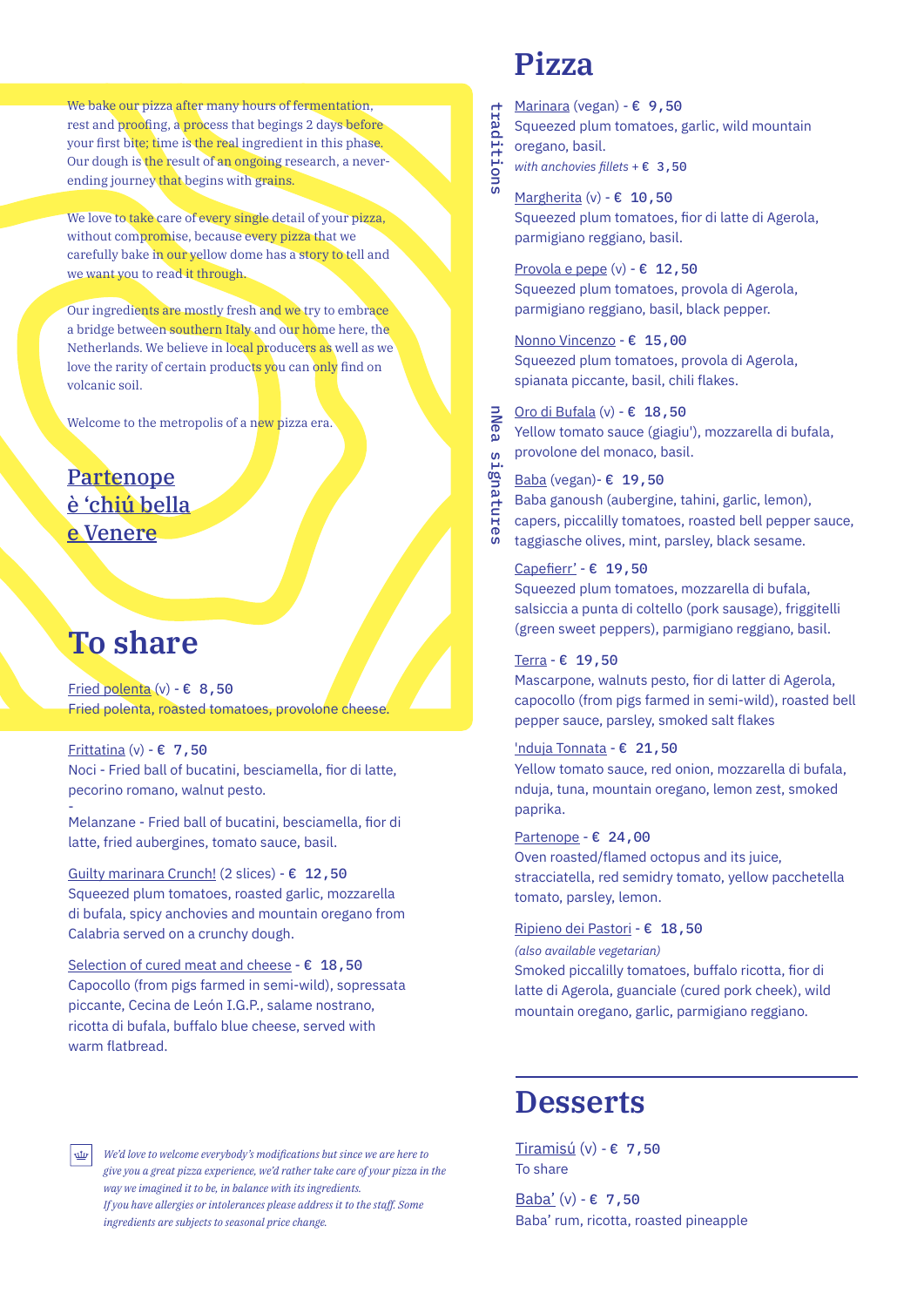We bake our pizza after many hours of fermentation, rest and proofing, a process that begins 2 days before your first bite; time is the real ingredient in this phase. Our dough is the result of an ongoing research, a never-ending journey that begins with grains.

We love to take care of every single detail of your pizza, without compromise, because every pizza that we carefully bake in our yellow dome has a story to tell and we want you to read it through.

Our ingredients are mostly fresh and we try to embrace a bridge between southern Italy and our home here, the Netherlands. We believe in local producers as well as we love the rarity of certain products you can only find on volcanic soil.

Welcome to the metropolis of a new pizza era.

Partenope
è 'chiú bella
e Venere

# To share

Fried polenta (v) - € 8,50
Fried polenta, roasted tomatoes, provolone cheese.

Frittatina (v) - € 7,50
Noci - Fried ball of bucatini, besciamella, fior di latte, pecorino romano, walnut pesto.
-
Melanzane - Fried ball of bucatini, besciamella, fior di latte, fried aubergines, tomato sauce, basil.

Guilty marinara Crunch! (2 slices) - € 12,50
Squeezed plum tomatoes, roasted garlic, mozzarella di bufala, spicy anchovies and mountain oregano from Calabria served on a crunchy dough.

Selection of cured meat and cheese - € 18,50
Capocollo (from pigs farmed in semi-wild), sopressata piccante, Cecina de León I.G.P., salame nostrano, ricotta di bufala, buffalo blue cheese, served with warm flatbread.

*We'd love to welcome everybody's modifications but since we are here to give you a great pizza experience, we'd rather take care of your pizza in the way we imagined it to be, in balance with its ingredients.*
*If you have allergies or intolerances please address it to the staff. Some ingredients are subjects to seasonal price change.*

# Pizza

## traditions

Marinara (vegan) - € 9,50
Squeezed plum tomatoes, garlic, wild mountain oregano, basil.
*with anchovies fillets* + € 3,50

Margherita (v) - € 10,50
Squeezed plum tomatoes, fior di latte di Agerola, parmigiano reggiano, basil.

Provola e pepe (v) - € 12,50
Squeezed plum tomatoes, provola di Agerola, parmigiano reggiano, basil, black pepper.

Nonno Vincenzo - € 15,00
Squeezed plum tomatoes, provola di Agerola, spianata piccante, basil, chili flakes.

## nNea signatures

Oro di Bufala (v) - € 18,50
Yellow tomato sauce (giagiu'), mozzarella di bufala, provolone del monaco, basil.

Baba (vegan)- € 19,50
Baba ganoush (aubergine, tahini, garlic, lemon), capers, piccalilly tomatoes, roasted bell pepper sauce, taggiasche olives, mint, parsley, black sesame.

Capefierr' - € 19,50
Squeezed plum tomatoes, mozzarella di bufala, salsiccia a punta di coltello (pork sausage), friggitelli (green sweet peppers), parmigiano reggiano, basil.

Terra - € 19,50
Mascarpone, walnuts pesto, fior di latter di Agerola, capocollo (from pigs farmed in semi-wild), roasted bell pepper sauce, parsley, smoked salt flakes

'nduja Tonnata - € 21,50
Yellow tomato sauce, red onion, mozzarella di bufala, nduja, tuna, mountain oregano, lemon zest, smoked paprika.

Partenope - € 24,00
Oven roasted/flamed octopus and its juice, stracciatella, red semidry tomato, yellow pacchetella tomato, parsley, lemon.

Ripieno dei Pastori - € 18,50
*(also available vegetarian)*
Smoked piccalilly tomatoes, buffalo ricotta, fior di latte di Agerola, guanciale (cured pork cheek), wild mountain oregano, garlic, parmigiano reggiano.

# Desserts

Tiramisú (v) - € 7,50
To share

Baba' (v) - € 7,50
Baba' rum, ricotta, roasted pineapple